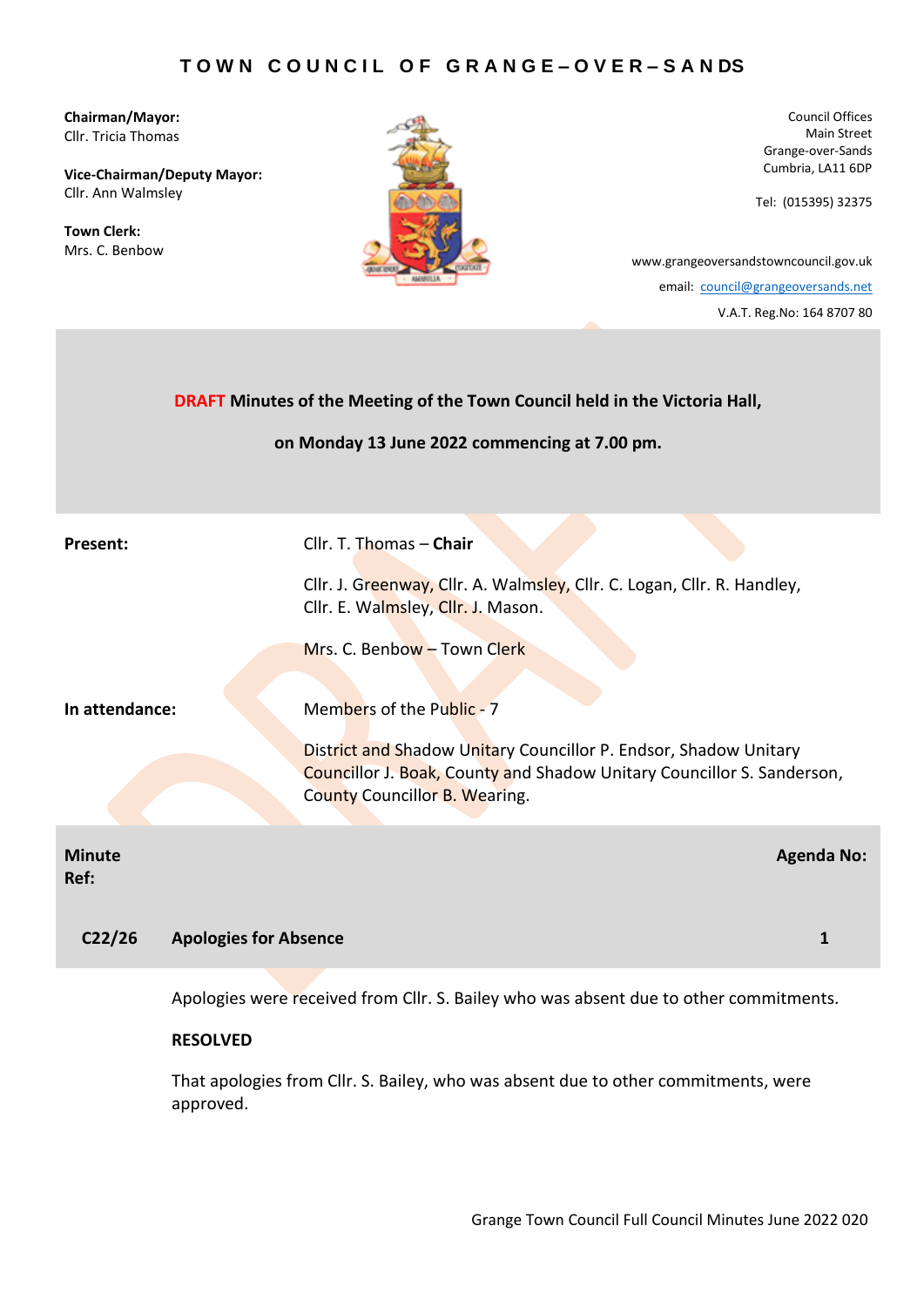# TOWN COUNCIL OF GRANGE–OVER–SANDS

**Chairman/Mayor:**
Cllr. Tricia Thomas

**Vice-Chairman/Deputy Mayor:**
Cllr. Ann Walmsley

**Town Clerk:**
Mrs. C. Benbow

Council Offices
Main Street
Grange-over-Sands
Cumbria, LA11 6DP

Tel: (015395) 32375

www.grangeoversandstowncouncil.gov.uk
email: council@grangeoversands.net
V.A.T. Reg.No: 164 8707 80

**DRAFT Minutes of the Meeting of the Town Council held in the Victoria Hall,**

**on Monday 13 June 2022 commencing at 7.00 pm.**

**Present:** Cllr. T. Thomas – **Chair**

Cllr. J. Greenway, Cllr. A. Walmsley, Cllr. C. Logan, Cllr. R. Handley, Cllr. E. Walmsley, Cllr. J. Mason.

Mrs. C. Benbow – Town Clerk

**In attendance:** Members of the Public - 7

District and Shadow Unitary Councillor P. Endsor, Shadow Unitary Councillor J. Boak, County and Shadow Unitary Councillor S. Sanderson, County Councillor B. Wearing.

| Minute Ref: | | Agenda No: |
|---|---|---|
| **C22/26** | **Apologies for Absence** | **1** |

Apologies were received from Cllr. S. Bailey who was absent due to other commitments.

**RESOLVED**

That apologies from Cllr. S. Bailey, who was absent due to other commitments, were approved.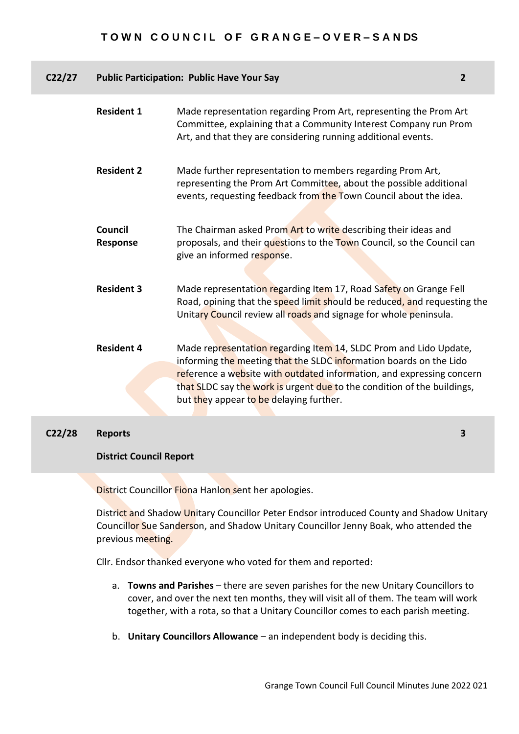## C22/27 Public Participation: Public Have Your Say 2

| | |
|---|---|
| **Resident 1** | Made representation regarding Prom Art, representing the Prom Art Committee, explaining that a Community Interest Company run Prom Art, and that they are considering running additional events. |
| **Resident 2** | Made further representation to members regarding Prom Art, representing the Prom Art Committee, about the possible additional events, requesting feedback from the Town Council about the idea. |
| **Council Response** | The Chairman asked Prom Art to write describing their ideas and proposals, and their questions to the Town Council, so the Council can give an informed response. |
| **Resident 3** | Made representation regarding Item 17, Road Safety on Grange Fell Road, opining that the speed limit should be reduced, and requesting the Unitary Council review all roads and signage for whole peninsula. |
| **Resident 4** | Made representation regarding Item 14, SLDC Prom and Lido Update, informing the meeting that the SLDC information boards on the Lido reference a website with outdated information, and expressing concern that SLDC say the work is urgent due to the condition of the buildings, but they appear to be delaying further. |

## C22/28 Reports 3

### District Council Report

District Councillor Fiona Hanlon sent her apologies.

District and Shadow Unitary Councillor Peter Endsor introduced County and Shadow Unitary Councillor Sue Sanderson, and Shadow Unitary Councillor Jenny Boak, who attended the previous meeting.

Cllr. Endsor thanked everyone who voted for them and reported:

a. **Towns and Parishes** – there are seven parishes for the new Unitary Councillors to cover, and over the next ten months, they will visit all of them. The team will work together, with a rota, so that a Unitary Councillor comes to each parish meeting.

b. **Unitary Councillors Allowance** – an independent body is deciding this.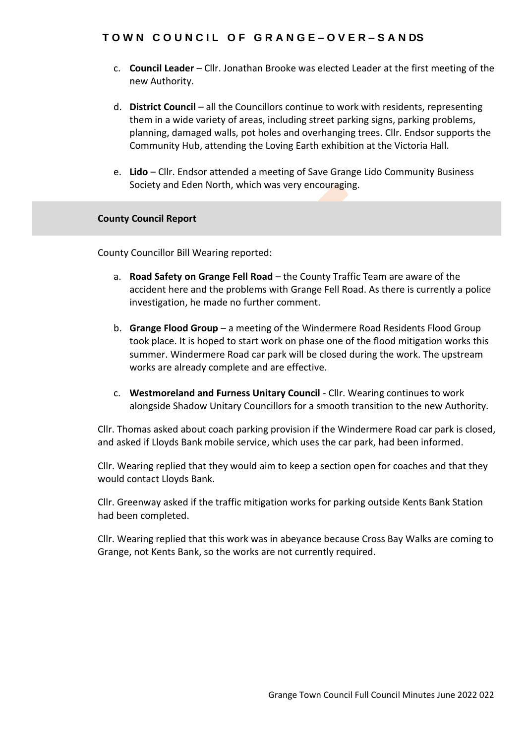c. **Council Leader** – Cllr. Jonathan Brooke was elected Leader at the first meeting of the new Authority.

d. **District Council** – all the Councillors continue to work with residents, representing them in a wide variety of areas, including street parking signs, parking problems, planning, damaged walls, pot holes and overhanging trees. Cllr. Endsor supports the Community Hub, attending the Loving Earth exhibition at the Victoria Hall.

e. **Lido** – Cllr. Endsor attended a meeting of Save Grange Lido Community Business Society and Eden North, which was very encouraging.

**County Council Report**

County Councillor Bill Wearing reported:

a. **Road Safety on Grange Fell Road** – the County Traffic Team are aware of the accident here and the problems with Grange Fell Road. As there is currently a police investigation, he made no further comment.

b. **Grange Flood Group** – a meeting of the Windermere Road Residents Flood Group took place. It is hoped to start work on phase one of the flood mitigation works this summer. Windermere Road car park will be closed during the work. The upstream works are already complete and are effective.

c. **Westmoreland and Furness Unitary Council** - Cllr. Wearing continues to work alongside Shadow Unitary Councillors for a smooth transition to the new Authority.

Cllr. Thomas asked about coach parking provision if the Windermere Road car park is closed, and asked if Lloyds Bank mobile service, which uses the car park, had been informed.

Cllr. Wearing replied that they would aim to keep a section open for coaches and that they would contact Lloyds Bank.

Cllr. Greenway asked if the traffic mitigation works for parking outside Kents Bank Station had been completed.

Cllr. Wearing replied that this work was in abeyance because Cross Bay Walks are coming to Grange, not Kents Bank, so the works are not currently required.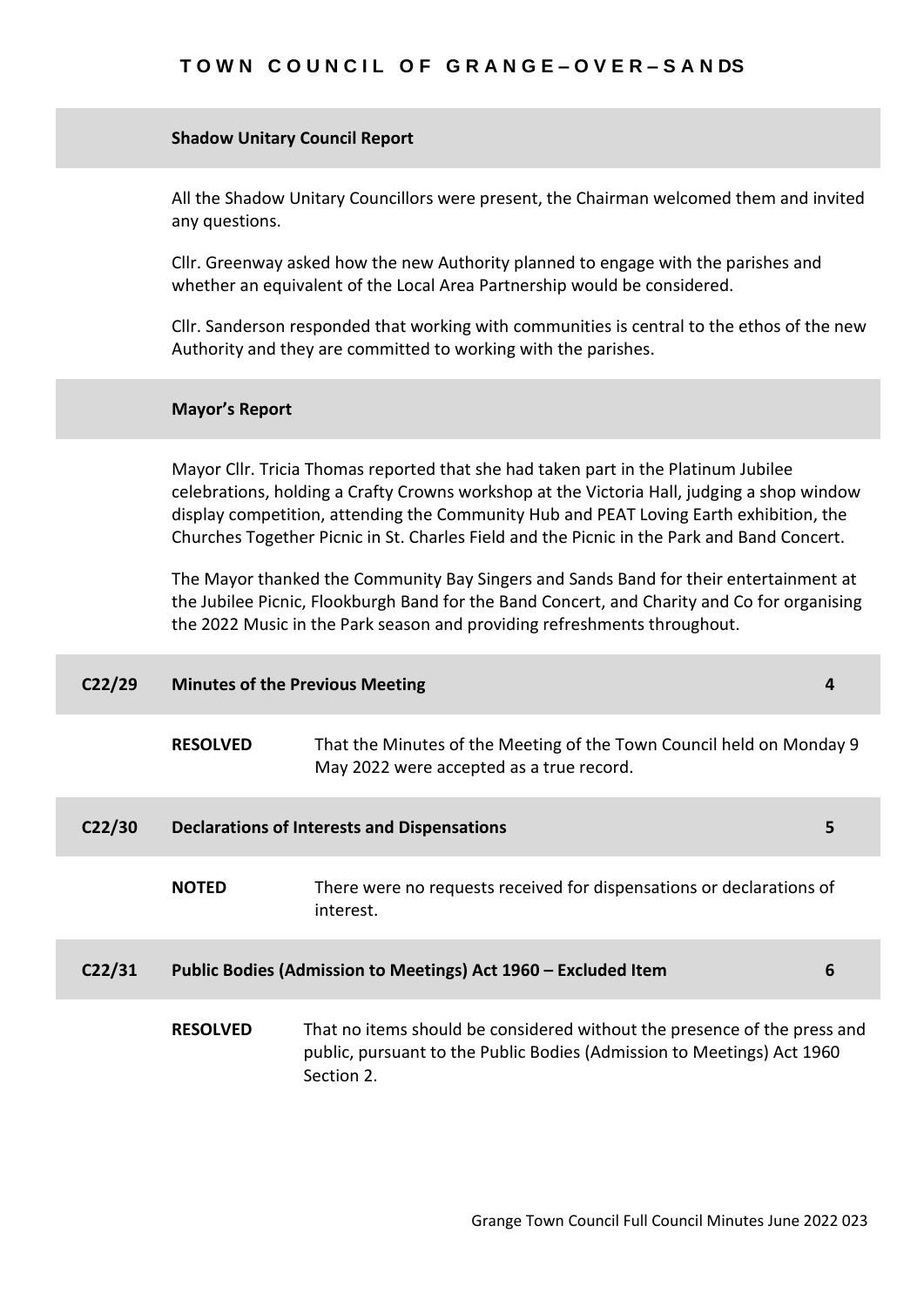### Shadow Unitary Council Report

All the Shadow Unitary Councillors were present, the Chairman welcomed them and invited any questions.

Cllr. Greenway asked how the new Authority planned to engage with the parishes and whether an equivalent of the Local Area Partnership would be considered.

Cllr. Sanderson responded that working with communities is central to the ethos of the new Authority and they are committed to working with the parishes.

### Mayor's Report

Mayor Cllr. Tricia Thomas reported that she had taken part in the Platinum Jubilee celebrations, holding a Crafty Crowns workshop at the Victoria Hall, judging a shop window display competition, attending the Community Hub and PEAT Loving Earth exhibition, the Churches Together Picnic in St. Charles Field and the Picnic in the Park and Band Concert.

The Mayor thanked the Community Bay Singers and Sands Band for their entertainment at the Jubilee Picnic, Flookburgh Band for the Band Concert, and Charity and Co for organising the 2022 Music in the Park season and providing refreshments throughout.

### C22/29 Minutes of the Previous Meeting — 4

**RESOLVED** That the Minutes of the Meeting of the Town Council held on Monday 9 May 2022 were accepted as a true record.

### C22/30 Declarations of Interests and Dispensations — 5

**NOTED** There were no requests received for dispensations or declarations of interest.

### C22/31 Public Bodies (Admission to Meetings) Act 1960 – Excluded Item — 6

**RESOLVED** That no items should be considered without the presence of the press and public, pursuant to the Public Bodies (Admission to Meetings) Act 1960 Section 2.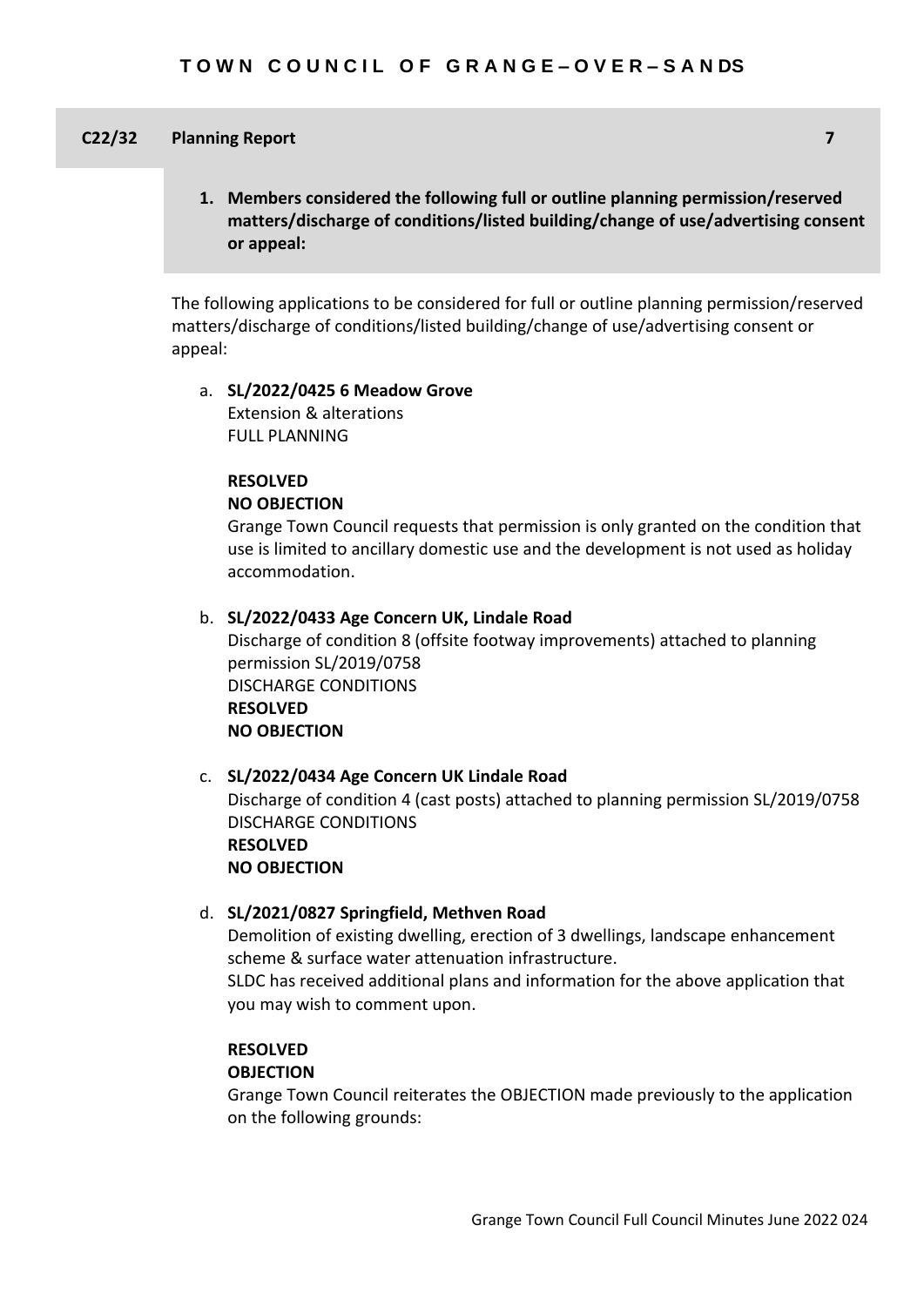## C22/32 Planning Report 7

**1. Members considered the following full or outline planning permission/reserved matters/discharge of conditions/listed building/change of use/advertising consent or appeal:**

The following applications to be considered for full or outline planning permission/reserved matters/discharge of conditions/listed building/change of use/advertising consent or appeal:

a. **SL/2022/0425 6 Meadow Grove**
Extension & alterations
FULL PLANNING

**RESOLVED**
**NO OBJECTION**
Grange Town Council requests that permission is only granted on the condition that use is limited to ancillary domestic use and the development is not used as holiday accommodation.

b. **SL/2022/0433 Age Concern UK, Lindale Road**
Discharge of condition 8 (offsite footway improvements) attached to planning permission SL/2019/0758
DISCHARGE CONDITIONS
**RESOLVED**
**NO OBJECTION**

c. **SL/2022/0434 Age Concern UK Lindale Road**
Discharge of condition 4 (cast posts) attached to planning permission SL/2019/0758
DISCHARGE CONDITIONS
**RESOLVED**
**NO OBJECTION**

d. **SL/2021/0827 Springfield, Methven Road**
Demolition of existing dwelling, erection of 3 dwellings, landscape enhancement scheme & surface water attenuation infrastructure.
SLDC has received additional plans and information for the above application that you may wish to comment upon.

**RESOLVED**
**OBJECTION**
Grange Town Council reiterates the OBJECTION made previously to the application on the following grounds: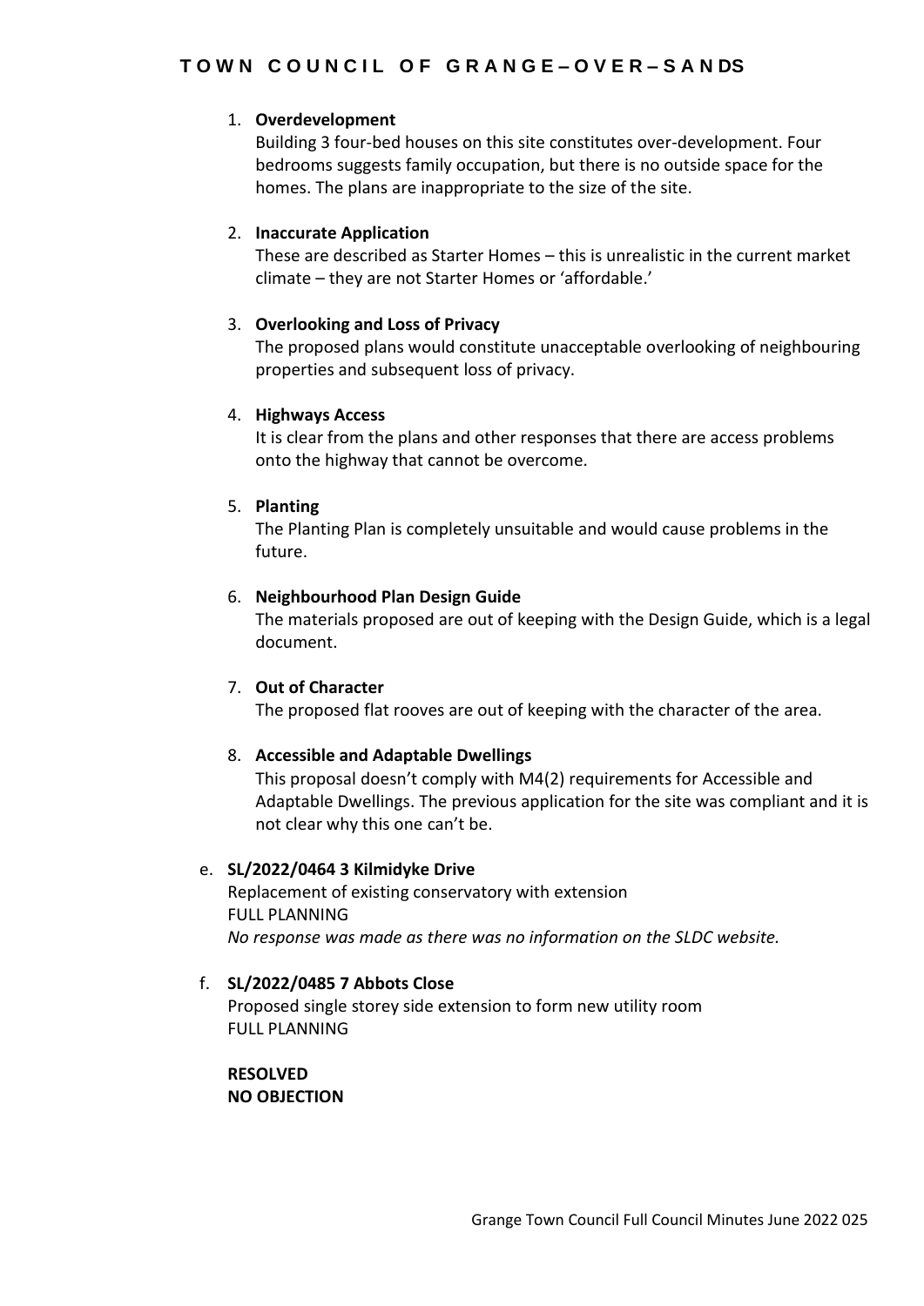1. **Overdevelopment**
   Building 3 four-bed houses on this site constitutes over-development. Four bedrooms suggests family occupation, but there is no outside space for the homes. The plans are inappropriate to the size of the site.

2. **Inaccurate Application**
   These are described as Starter Homes – this is unrealistic in the current market climate – they are not Starter Homes or 'affordable.'

3. **Overlooking and Loss of Privacy**
   The proposed plans would constitute unacceptable overlooking of neighbouring properties and subsequent loss of privacy.

4. **Highways Access**
   It is clear from the plans and other responses that there are access problems onto the highway that cannot be overcome.

5. **Planting**
   The Planting Plan is completely unsuitable and would cause problems in the future.

6. **Neighbourhood Plan Design Guide**
   The materials proposed are out of keeping with the Design Guide, which is a legal document.

7. **Out of Character**
   The proposed flat rooves are out of keeping with the character of the area.

8. **Accessible and Adaptable Dwellings**
   This proposal doesn't comply with M4(2) requirements for Accessible and Adaptable Dwellings. The previous application for the site was compliant and it is not clear why this one can't be.

e. **SL/2022/0464 3 Kilmidyke Drive**
   Replacement of existing conservatory with extension
   FULL PLANNING
   *No response was made as there was no information on the SLDC website.*

f. **SL/2022/0485 7 Abbots Close**
   Proposed single storey side extension to form new utility room
   FULL PLANNING

   **RESOLVED**
   **NO OBJECTION**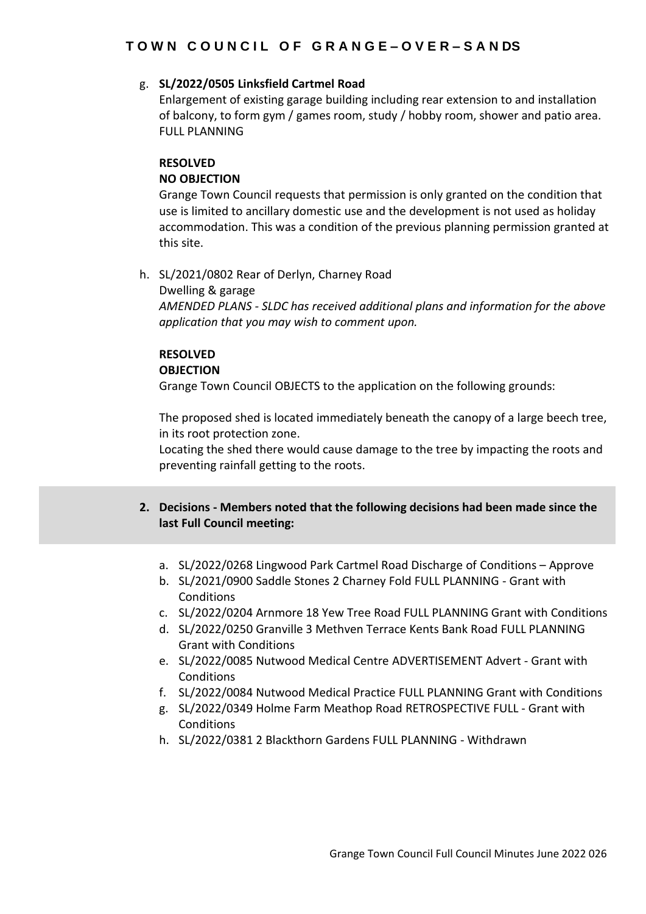g. **SL/2022/0505 Linksfield Cartmel Road**
   Enlargement of existing garage building including rear extension to and installation of balcony, to form gym / games room, study / hobby room, shower and patio area. FULL PLANNING

   **RESOLVED**
   **NO OBJECTION**
   Grange Town Council requests that permission is only granted on the condition that use is limited to ancillary domestic use and the development is not used as holiday accommodation. This was a condition of the previous planning permission granted at this site.

h. SL/2021/0802 Rear of Derlyn, Charney Road
   Dwelling & garage
   *AMENDED PLANS - SLDC has received additional plans and information for the above application that you may wish to comment upon.*

   **RESOLVED**
   **OBJECTION**
   Grange Town Council OBJECTS to the application on the following grounds:

   The proposed shed is located immediately beneath the canopy of a large beech tree, in its root protection zone.
   Locating the shed there would cause damage to the tree by impacting the roots and preventing rainfall getting to the roots.

**2. Decisions - Members noted that the following decisions had been made since the last Full Council meeting:**

a. SL/2022/0268 Lingwood Park Cartmel Road Discharge of Conditions – Approve
b. SL/2021/0900 Saddle Stones 2 Charney Fold FULL PLANNING - Grant with Conditions
c. SL/2022/0204 Arnmore 18 Yew Tree Road FULL PLANNING Grant with Conditions
d. SL/2022/0250 Granville 3 Methven Terrace Kents Bank Road FULL PLANNING Grant with Conditions
e. SL/2022/0085 Nutwood Medical Centre ADVERTISEMENT Advert - Grant with Conditions
f. SL/2022/0084 Nutwood Medical Practice FULL PLANNING Grant with Conditions
g. SL/2022/0349 Holme Farm Meathop Road RETROSPECTIVE FULL - Grant with Conditions
h. SL/2022/0381 2 Blackthorn Gardens FULL PLANNING - Withdrawn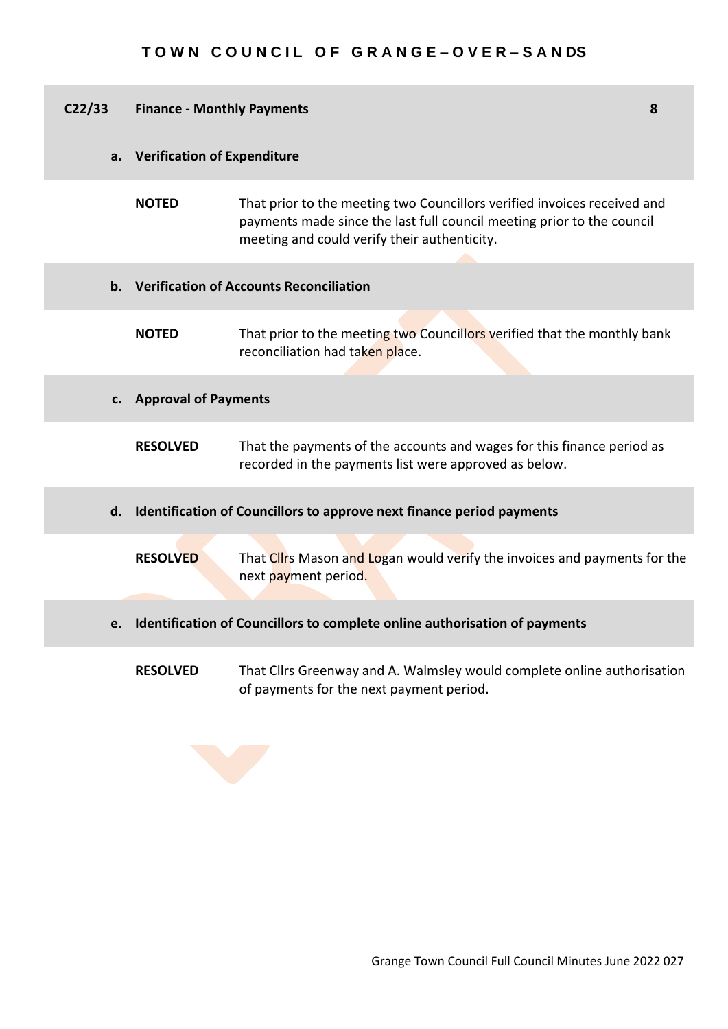## C22/33 Finance - Monthly Payments

### a. Verification of Expenditure

**NOTED** That prior to the meeting two Councillors verified invoices received and payments made since the last full council meeting prior to the council meeting and could verify their authenticity.

### b. Verification of Accounts Reconciliation

**NOTED** That prior to the meeting two Councillors verified that the monthly bank reconciliation had taken place.

### c. Approval of Payments

**RESOLVED** That the payments of the accounts and wages for this finance period as recorded in the payments list were approved as below.

### d. Identification of Councillors to approve next finance period payments

**RESOLVED** That Cllrs Mason and Logan would verify the invoices and payments for the next payment period.

### e. Identification of Councillors to complete online authorisation of payments

**RESOLVED** That Cllrs Greenway and A. Walmsley would complete online authorisation of payments for the next payment period.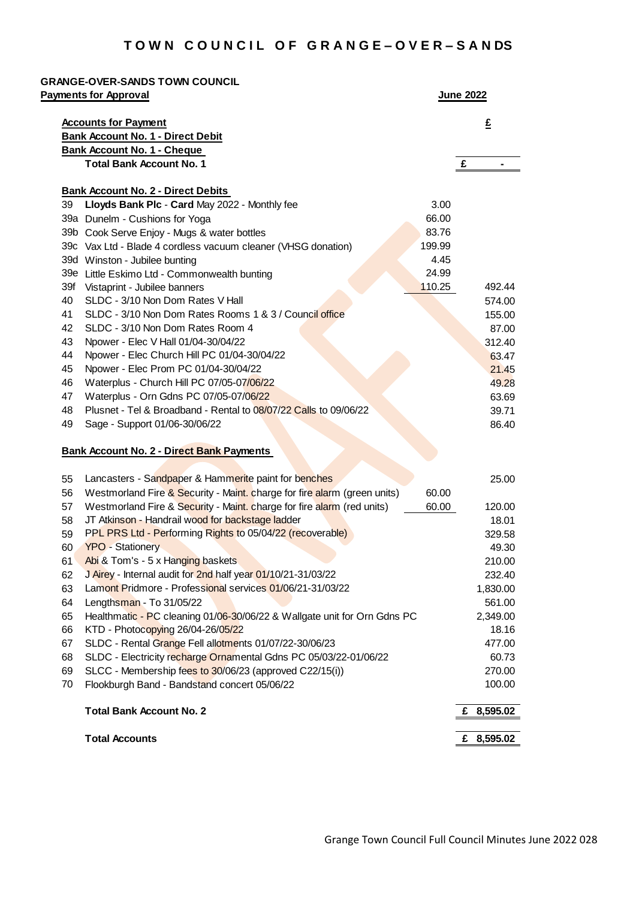# TOWN COUNCIL OF GRANGE–OVER–SANDS

**GRANGE-OVER-SANDS TOWN COUNCIL**

**Payments for Approval** — **June 2022**

| | | | £ |
|---|---|---|---|
| | **Accounts for Payment** | | |
| | **Bank Account No. 1 - Direct Debit** | | |
| | **Bank Account No. 1 - Cheque** | | |
| | **Total Bank Account No. 1** | | £ - |
| | **Bank Account No. 2 - Direct Debits** | | |
| 39 | **Lloyds Bank Plc** - **Card** May 2022 - Monthly fee | 3.00 | |
| 39a | Dunelm - Cushions for Yoga | 66.00 | |
| 39b | Cook Serve Enjoy - Mugs & water bottles | 83.76 | |
| 39c | Vax Ltd - Blade 4 cordless vacuum cleaner (VHSG donation) | 199.99 | |
| 39d | Winston - Jubilee bunting | 4.45 | |
| 39e | Little Eskimo Ltd - Commonwealth bunting | 24.99 | |
| 39f | Vistaprint - Jubilee banners | 110.25 | 492.44 |
| 40 | SLDC - 3/10 Non Dom Rates V Hall | | 574.00 |
| 41 | SLDC - 3/10 Non Dom Rates Rooms 1 & 3 / Council office | | 155.00 |
| 42 | SLDC - 3/10 Non Dom Rates Room 4 | | 87.00 |
| 43 | Npower - Elec V Hall 01/04-30/04/22 | | 312.40 |
| 44 | Npower - Elec Church Hill PC 01/04-30/04/22 | | 63.47 |
| 45 | Npower - Elec Prom PC 01/04-30/04/22 | | 21.45 |
| 46 | Waterplus - Church Hill PC 07/05-07/06/22 | | 49.28 |
| 47 | Waterplus - Orn Gdns PC 07/05-07/06/22 | | 63.69 |
| 48 | Plusnet - Tel & Broadband - Rental to 08/07/22 Calls to 09/06/22 | | 39.71 |
| 49 | Sage - Support 01/06-30/06/22 | | 86.40 |
| | **Bank Account No. 2 - Direct Bank Payments** | | |
| 55 | Lancasters - Sandpaper & Hammerite paint for benches | | 25.00 |
| 56 | Westmorland Fire & Security - Maint. charge for fire alarm (green units) | 60.00 | |
| 57 | Westmorland Fire & Security - Maint. charge for fire alarm (red units) | 60.00 | 120.00 |
| 58 | JT Atkinson - Handrail wood for backstage ladder | | 18.01 |
| 59 | PPL PRS Ltd - Performing Rights to 05/04/22 (recoverable) | | 329.58 |
| 60 | YPO - Stationery | | 49.30 |
| 61 | Abi & Tom's - 5 x Hanging baskets | | 210.00 |
| 62 | J Airey - Internal audit for 2nd half year 01/10/21-31/03/22 | | 232.40 |
| 63 | Lamont Pridmore - Professional services 01/06/21-31/03/22 | | 1,830.00 |
| 64 | Lengthsman - To 31/05/22 | | 561.00 |
| 65 | Healthmatic - PC cleaning 01/06-30/06/22 & Wallgate unit for Orn Gdns PC | | 2,349.00 |
| 66 | KTD - Photocopying 26/04-26/05/22 | | 18.16 |
| 67 | SLDC - Rental Grange Fell allotments 01/07/22-30/06/23 | | 477.00 |
| 68 | SLDC - Electricity recharge Ornamental Gdns PC 05/03/22-01/06/22 | | 60.73 |
| 69 | SLCC - Membership fees to 30/06/23 (approved C22/15(i)) | | 270.00 |
| 70 | Flookburgh Band - Bandstand concert 05/06/22 | | 100.00 |
| | **Total Bank Account No. 2** | | **£ 8,595.02** |
| | **Total Accounts** | | **£ 8,595.02** |

Grange Town Council Full Council Minutes June 2022 028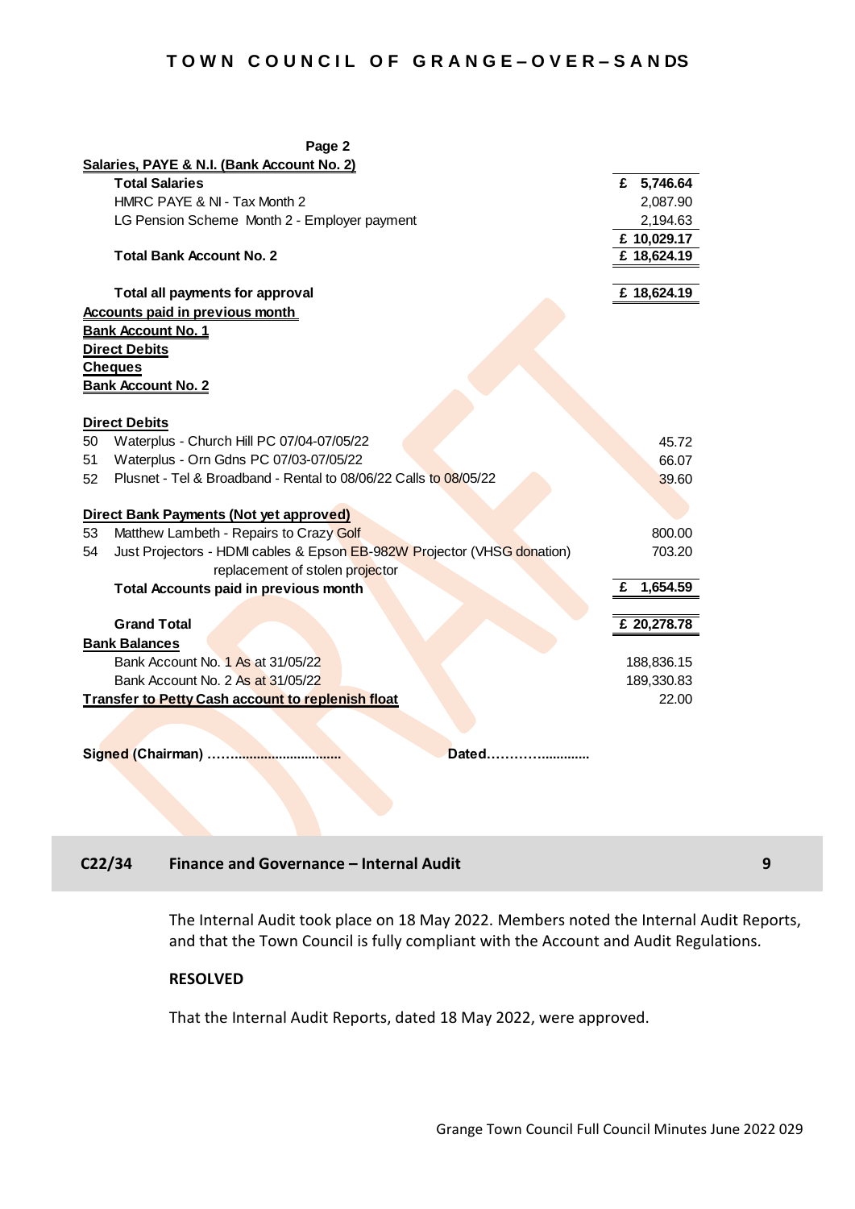**Page 2**

| | | |
|---|---|---|
| **Salaries, PAYE & N.I. (Bank Account No. 2)** | | |
| | **Total Salaries** | **£ 5,746.64** |
| | HMRC PAYE & NI - Tax Month 2 | 2,087.90 |
| | LG Pension Scheme Month 2 - Employer payment | 2,194.63 |
| | | **£ 10,029.17** |
| | **Total Bank Account No. 2** | **£ 18,624.19** |
| | | |
| | **Total all payments for approval** | **£ 18,624.19** |
| **Accounts paid in previous month** | | |
| **Bank Account No. 1** | | |
| **Direct Debits** | | |
| **Cheques** | | |
| **Bank Account No. 2** | | |
| | | |
| **Direct Debits** | | |
| 50 | Waterplus - Church Hill PC 07/04-07/05/22 | 45.72 |
| 51 | Waterplus - Orn Gdns PC 07/03-07/05/22 | 66.07 |
| 52 | Plusnet - Tel & Broadband - Rental to 08/06/22 Calls to 08/05/22 | 39.60 |
| | | |
| **Direct Bank Payments (Not yet approved)** | | |
| 53 | Matthew Lambeth - Repairs to Crazy Golf | 800.00 |
| 54 | Just Projectors - HDMI cables & Epson EB-982W Projector (VHSG donation) replacement of stolen projector | 703.20 |
| | **Total Accounts paid in previous month** | **£ 1,654.59** |
| | | |
| | **Grand Total** | **£ 20,278.78** |
| **Bank Balances** | | |
| | Bank Account No. 1 As at 31/05/22 | 188,836.15 |
| | Bank Account No. 2 As at 31/05/22 | 189,330.83 |
| **Transfer to Petty Cash account to replenish float** | | 22.00 |

**Signed (Chairman) …….............................** **Dated………….............**

## C22/34 Finance and Governance – Internal Audit

The Internal Audit took place on 18 May 2022. Members noted the Internal Audit Reports, and that the Town Council is fully compliant with the Account and Audit Regulations.

**RESOLVED**

That the Internal Audit Reports, dated 18 May 2022, were approved.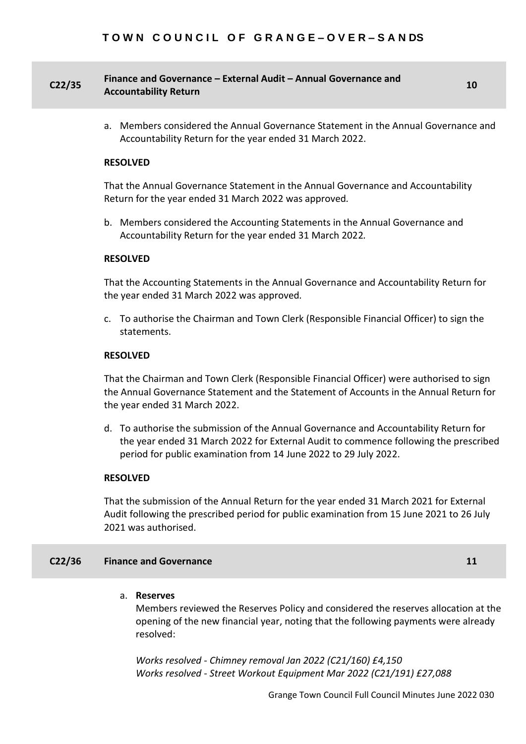## C22/35 Finance and Governance – External Audit – Annual Governance and Accountability Return — 10

a. Members considered the Annual Governance Statement in the Annual Governance and Accountability Return for the year ended 31 March 2022.

**RESOLVED**

That the Annual Governance Statement in the Annual Governance and Accountability Return for the year ended 31 March 2022 was approved.

b. Members considered the Accounting Statements in the Annual Governance and Accountability Return for the year ended 31 March 2022.

**RESOLVED**

That the Accounting Statements in the Annual Governance and Accountability Return for the year ended 31 March 2022 was approved.

c. To authorise the Chairman and Town Clerk (Responsible Financial Officer) to sign the statements.

**RESOLVED**

That the Chairman and Town Clerk (Responsible Financial Officer) were authorised to sign the Annual Governance Statement and the Statement of Accounts in the Annual Return for the year ended 31 March 2022.

d. To authorise the submission of the Annual Governance and Accountability Return for the year ended 31 March 2022 for External Audit to commence following the prescribed period for public examination from 14 June 2022 to 29 July 2022.

**RESOLVED**

That the submission of the Annual Return for the year ended 31 March 2021 for External Audit following the prescribed period for public examination from 15 June 2021 to 26 July 2021 was authorised.

## C22/36 Finance and Governance — 11

a. **Reserves**

Members reviewed the Reserves Policy and considered the reserves allocation at the opening of the new financial year, noting that the following payments were already resolved:

*Works resolved - Chimney removal Jan 2022 (C21/160) £4,150*
*Works resolved - Street Workout Equipment Mar 2022 (C21/191) £27,088*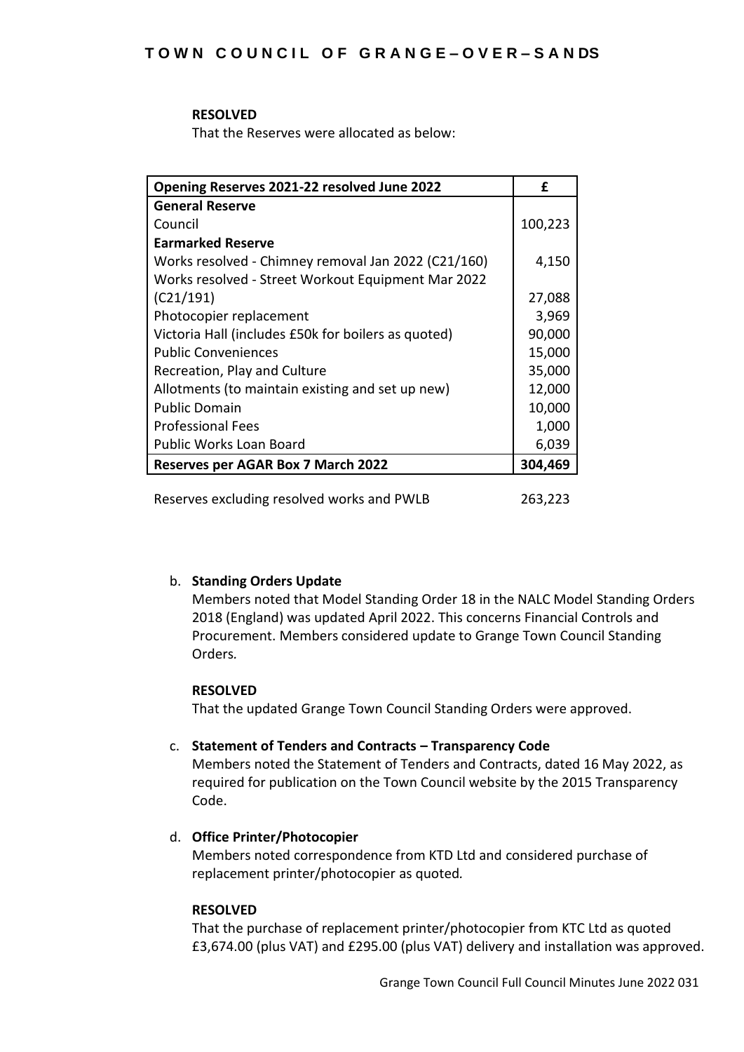**RESOLVED**

That the Reserves were allocated as below:

| Opening Reserves 2021-22 resolved June 2022 | £ |
|---|---|
| **General Reserve** | |
| Council | 100,223 |
| **Earmarked Reserve** | |
| Works resolved - Chimney removal Jan 2022 (C21/160) | 4,150 |
| Works resolved - Street Workout Equipment Mar 2022 (C21/191) | 27,088 |
| Photocopier replacement | 3,969 |
| Victoria Hall (includes £50k for boilers as quoted) | 90,000 |
| Public Conveniences | 15,000 |
| Recreation, Play and Culture | 35,000 |
| Allotments (to maintain existing and set up new) | 12,000 |
| Public Domain | 10,000 |
| Professional Fees | 1,000 |
| Public Works Loan Board | 6,039 |
| **Reserves per AGAR Box 7 March 2022** | **304,469** |

Reserves excluding resolved works and PWLB 263,223

b. **Standing Orders Update**

Members noted that Model Standing Order 18 in the NALC Model Standing Orders 2018 (England) was updated April 2022. This concerns Financial Controls and Procurement. Members considered update to Grange Town Council Standing Orders.

**RESOLVED**

That the updated Grange Town Council Standing Orders were approved.

c. **Statement of Tenders and Contracts – Transparency Code**

Members noted the Statement of Tenders and Contracts, dated 16 May 2022, as required for publication on the Town Council website by the 2015 Transparency Code.

d. **Office Printer/Photocopier**

Members noted correspondence from KTD Ltd and considered purchase of replacement printer/photocopier as quoted.

**RESOLVED**

That the purchase of replacement printer/photocopier from KTC Ltd as quoted £3,674.00 (plus VAT) and £295.00 (plus VAT) delivery and installation was approved.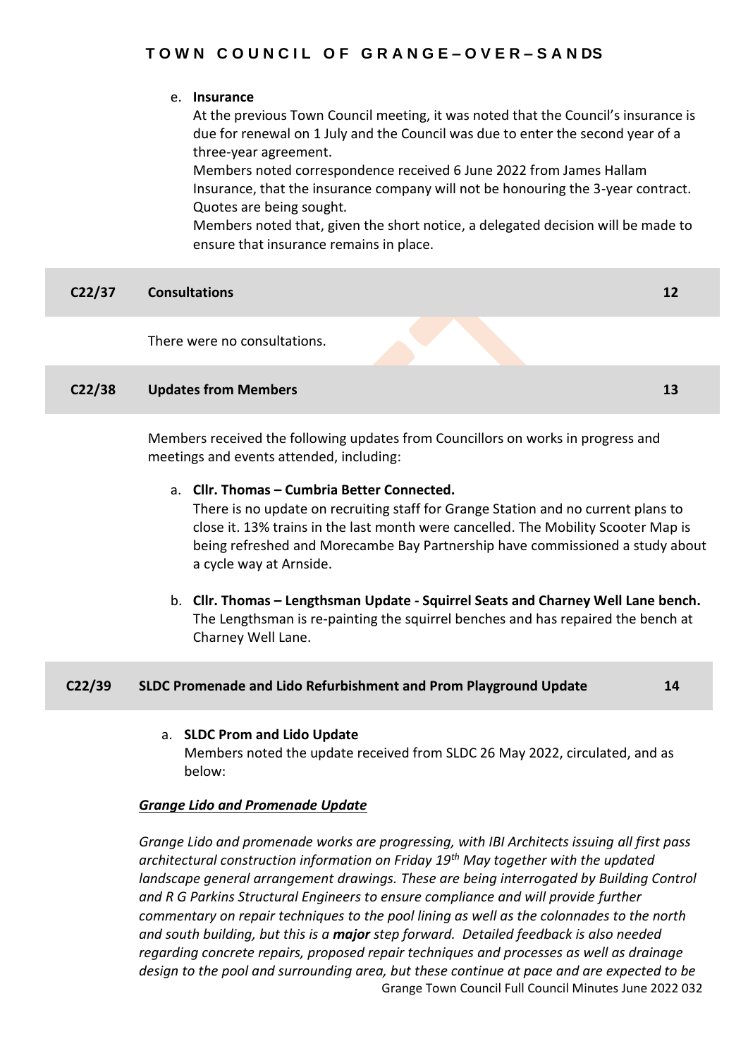e. **Insurance**

At the previous Town Council meeting, it was noted that the Council's insurance is due for renewal on 1 July and the Council was due to enter the second year of a three-year agreement.

Members noted correspondence received 6 June 2022 from James Hallam Insurance, that the insurance company will not be honouring the 3-year contract. Quotes are being sought.

Members noted that, given the short notice, a delegated decision will be made to ensure that insurance remains in place.

| C22/37 | Consultations | 12 |
|---|---|---|

There were no consultations.

| C22/38 | Updates from Members | 13 |
|---|---|---|

Members received the following updates from Councillors on works in progress and meetings and events attended, including:

a. **Cllr. Thomas – Cumbria Better Connected.**

There is no update on recruiting staff for Grange Station and no current plans to close it. 13% trains in the last month were cancelled. The Mobility Scooter Map is being refreshed and Morecambe Bay Partnership have commissioned a study about a cycle way at Arnside.

b. **Cllr. Thomas – Lengthsman Update - Squirrel Seats and Charney Well Lane bench.**

The Lengthsman is re-painting the squirrel benches and has repaired the bench at Charney Well Lane.

| C22/39 | SLDC Promenade and Lido Refurbishment and Prom Playground Update | 14 |
|---|---|---|

a. **SLDC Prom and Lido Update**

Members noted the update received from SLDC 26 May 2022, circulated, and as below:

***Grange Lido and Promenade Update***

*Grange Lido and promenade works are progressing, with IBI Architects issuing all first pass architectural construction information on Friday 19th May together with the updated landscape general arrangement drawings. These are being interrogated by Building Control and R G Parkins Structural Engineers to ensure compliance and will provide further commentary on repair techniques to the pool lining as well as the colonnades to the north and south building, but this is a* ***major*** *step forward. Detailed feedback is also needed regarding concrete repairs, proposed repair techniques and processes as well as drainage design to the pool and surrounding area, but these continue at pace and are expected to be*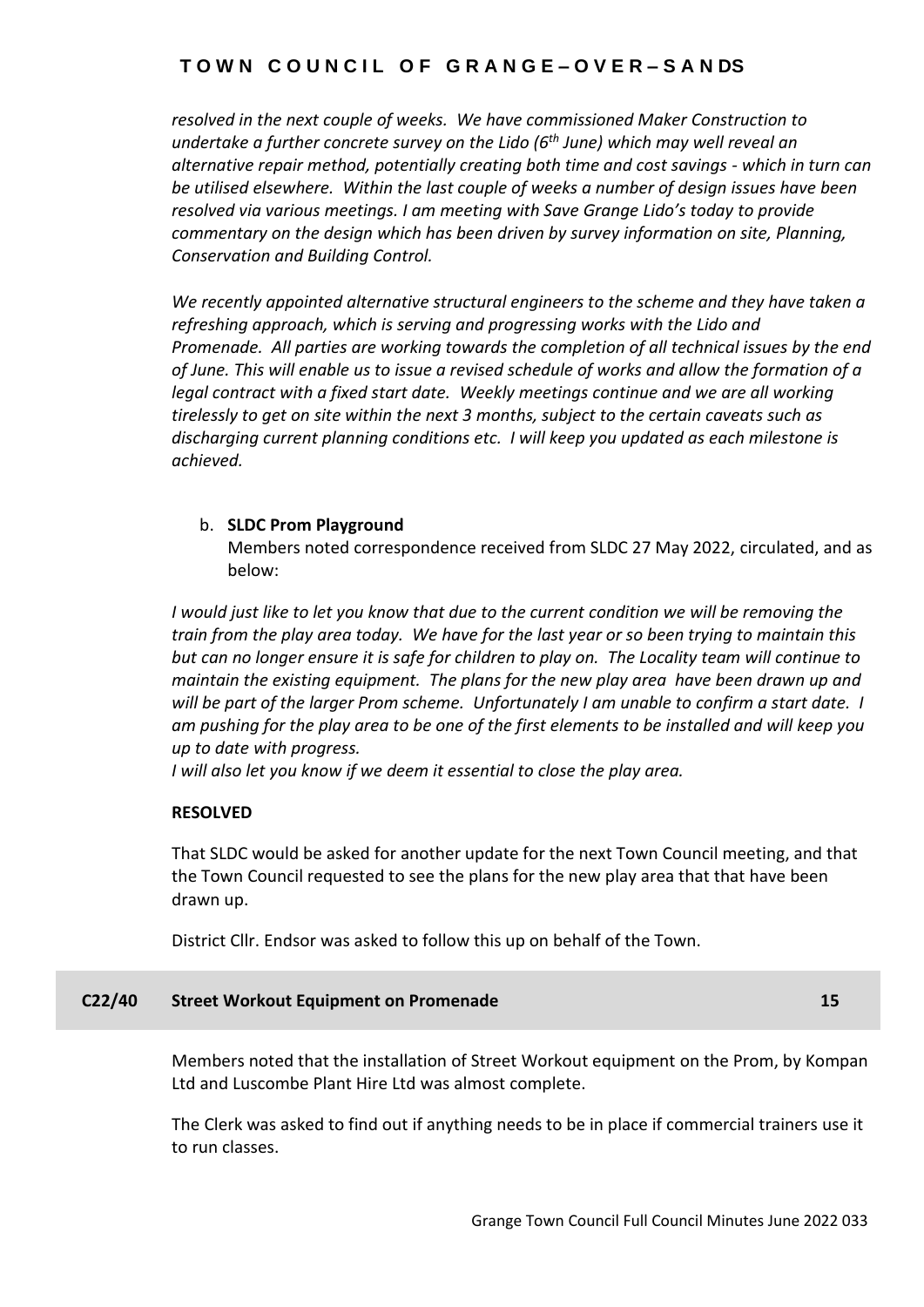*resolved in the next couple of weeks. We have commissioned Maker Construction to undertake a further concrete survey on the Lido (6th June) which may well reveal an alternative repair method, potentially creating both time and cost savings - which in turn can be utilised elsewhere. Within the last couple of weeks a number of design issues have been resolved via various meetings. I am meeting with Save Grange Lido's today to provide commentary on the design which has been driven by survey information on site, Planning, Conservation and Building Control.*

*We recently appointed alternative structural engineers to the scheme and they have taken a refreshing approach, which is serving and progressing works with the Lido and Promenade. All parties are working towards the completion of all technical issues by the end of June. This will enable us to issue a revised schedule of works and allow the formation of a legal contract with a fixed start date. Weekly meetings continue and we are all working tirelessly to get on site within the next 3 months, subject to the certain caveats such as discharging current planning conditions etc. I will keep you updated as each milestone is achieved.*

b. **SLDC Prom Playground**
   Members noted correspondence received from SLDC 27 May 2022, circulated, and as below:

*I would just like to let you know that due to the current condition we will be removing the train from the play area today. We have for the last year or so been trying to maintain this but can no longer ensure it is safe for children to play on. The Locality team will continue to maintain the existing equipment. The plans for the new play area have been drawn up and will be part of the larger Prom scheme. Unfortunately I am unable to confirm a start date. I am pushing for the play area to be one of the first elements to be installed and will keep you up to date with progress.*
*I will also let you know if we deem it essential to close the play area.*

**RESOLVED**

That SLDC would be asked for another update for the next Town Council meeting, and that the Town Council requested to see the plans for the new play area that that have been drawn up.

District Cllr. Endsor was asked to follow this up on behalf of the Town.

## C22/40 Street Workout Equipment on Promenade 15

Members noted that the installation of Street Workout equipment on the Prom, by Kompan Ltd and Luscombe Plant Hire Ltd was almost complete.

The Clerk was asked to find out if anything needs to be in place if commercial trainers use it to run classes.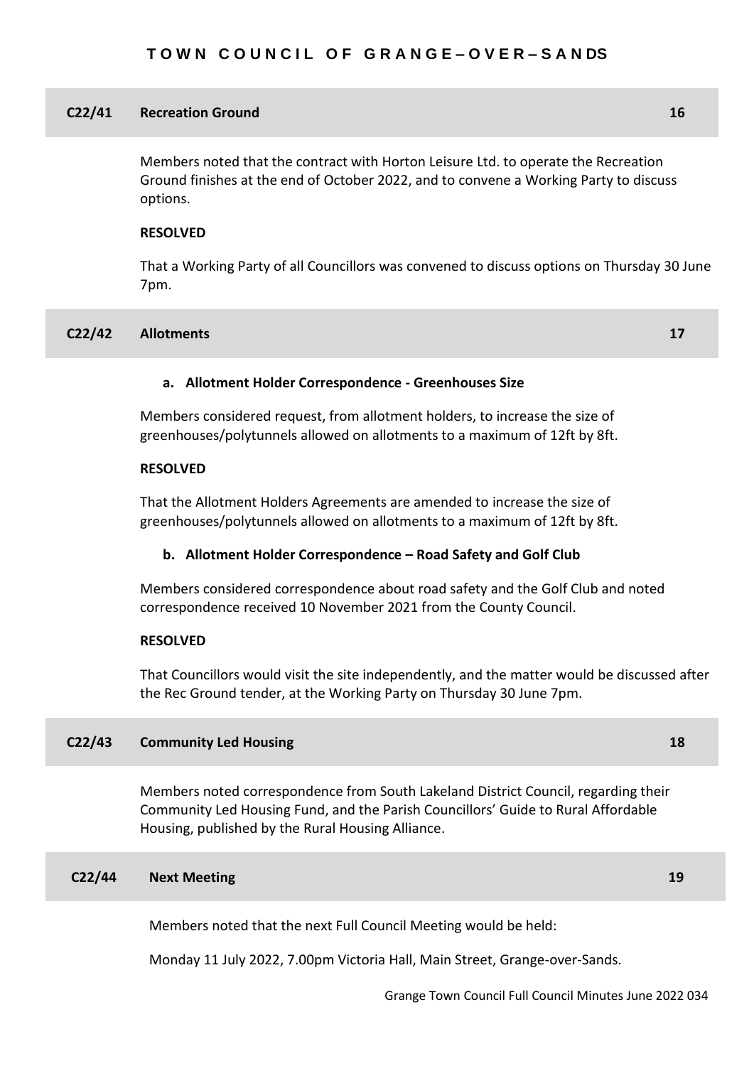## C22/41 Recreation Ground 16

Members noted that the contract with Horton Leisure Ltd. to operate the Recreation Ground finishes at the end of October 2022, and to convene a Working Party to discuss options.

**RESOLVED**

That a Working Party of all Councillors was convened to discuss options on Thursday 30 June 7pm.

## C22/42 Allotments 17

**a. Allotment Holder Correspondence - Greenhouses Size**

Members considered request, from allotment holders, to increase the size of greenhouses/polytunnels allowed on allotments to a maximum of 12ft by 8ft.

**RESOLVED**

That the Allotment Holders Agreements are amended to increase the size of greenhouses/polytunnels allowed on allotments to a maximum of 12ft by 8ft.

**b. Allotment Holder Correspondence – Road Safety and Golf Club**

Members considered correspondence about road safety and the Golf Club and noted correspondence received 10 November 2021 from the County Council.

**RESOLVED**

That Councillors would visit the site independently, and the matter would be discussed after the Rec Ground tender, at the Working Party on Thursday 30 June 7pm.

## C22/43 Community Led Housing 18

Members noted correspondence from South Lakeland District Council, regarding their Community Led Housing Fund, and the Parish Councillors' Guide to Rural Affordable Housing, published by the Rural Housing Alliance.

## C22/44 Next Meeting 19

Members noted that the next Full Council Meeting would be held:

Monday 11 July 2022, 7.00pm Victoria Hall, Main Street, Grange-over-Sands.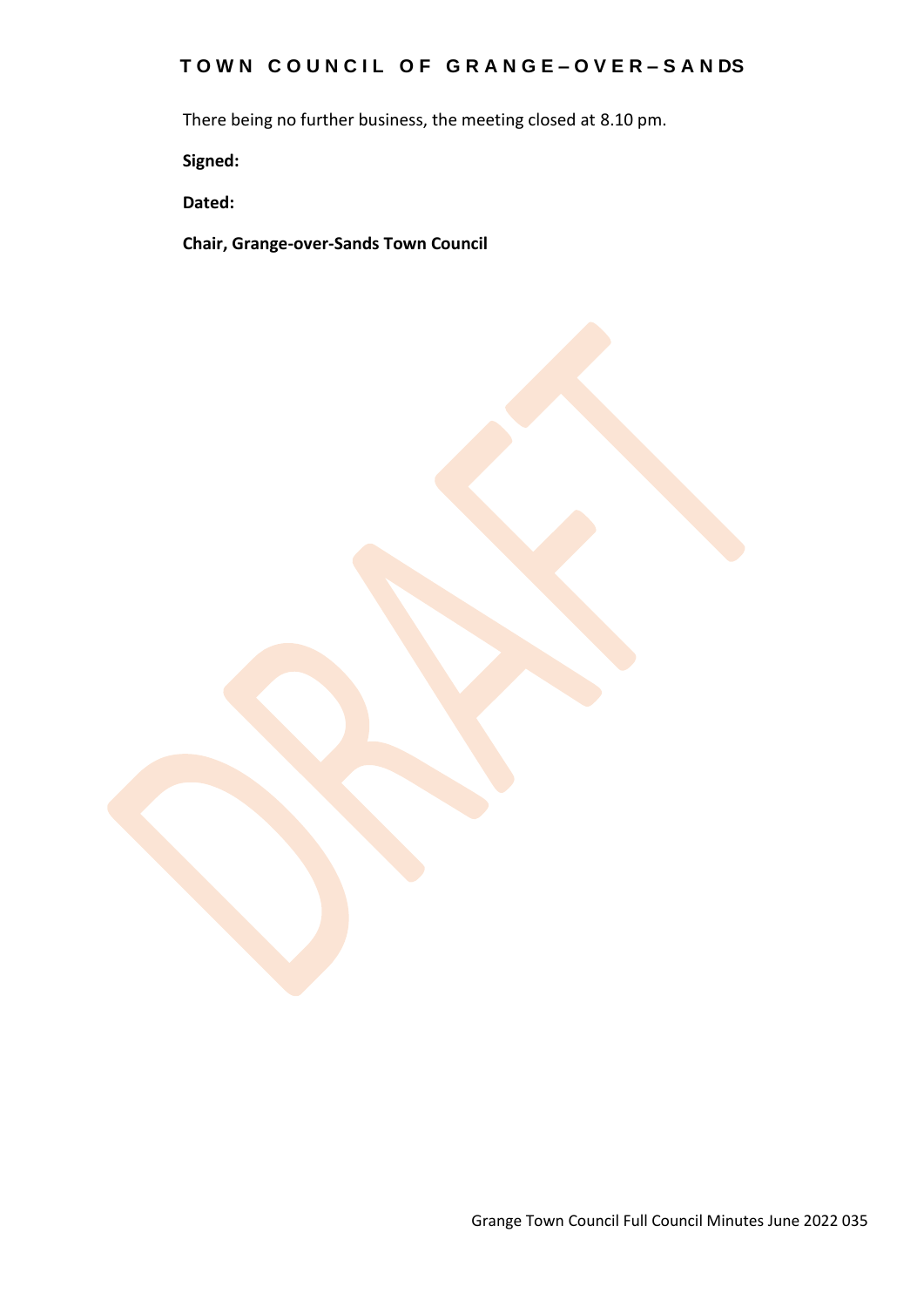There being no further business, the meeting closed at 8.10 pm.

**Signed:**

**Dated:**

**Chair, Grange-over-Sands Town Council**